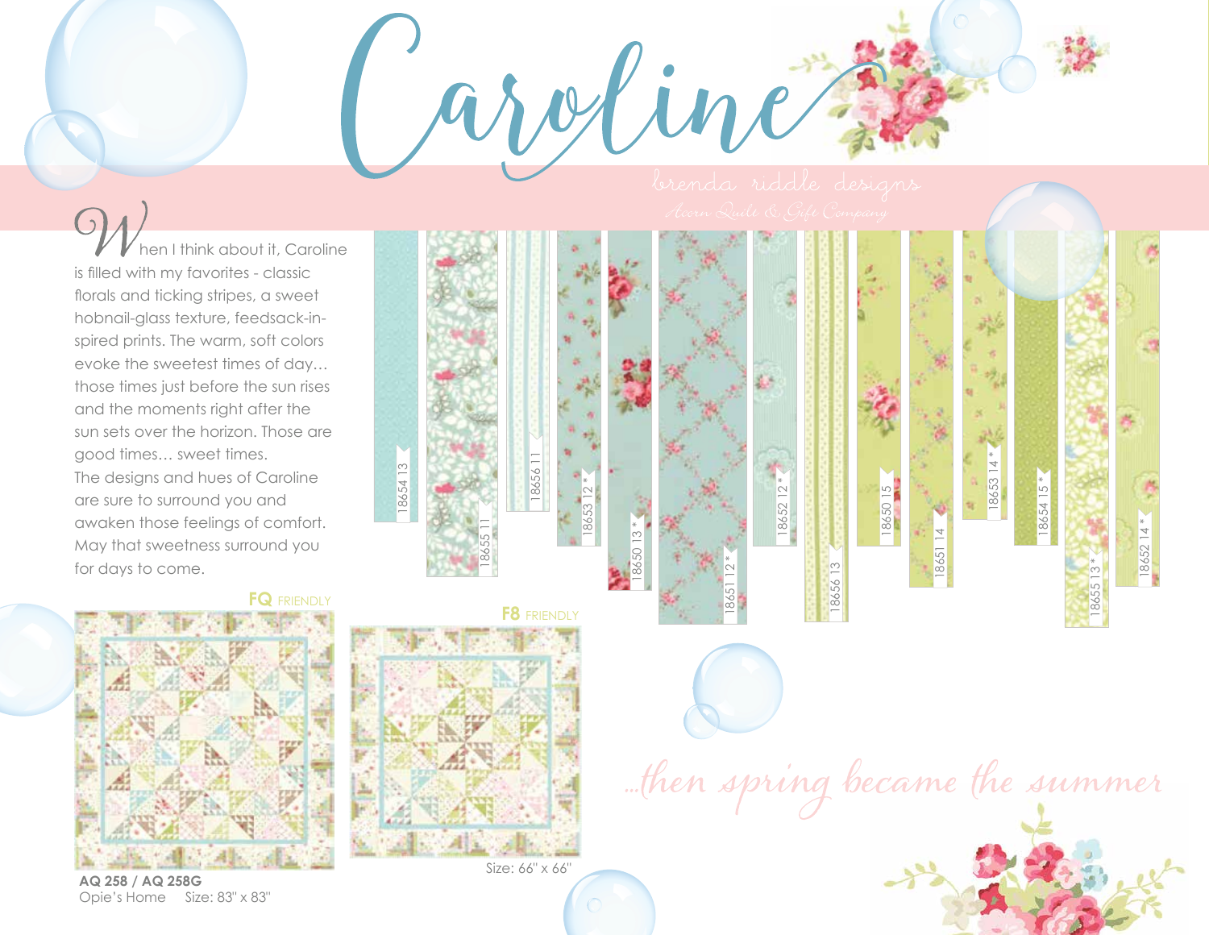# Caroline

brenda riddle designs

Acorn Quilt & Gift Company

When I think about it, Caroline is filled with my favorites - classic florals and ticking stripes, a sweet hobnail-glass texture, feedsack-inspired prints. The warm, soft colors evoke the sweetest times of day… those times just before the sun rises and the moments right after the sun sets over the horizon. Those are good times… sweet times. The designs and hues of Caroline are sure to surround you and awaken those feelings of comfort. May that sweetness surround you for days to come.

18654 13
18655 11
18656 11
18653 12 *
18650 13 *
18651 12 *
18652 12 *
18656 13
18650 15
18651 14
18653 14 *
18654 15 *
18655 13 *
18652 14 *

FQ FRIENDLY

F8 FRIENDLY

**AQ 258 / AQ 258G**
Opie's Home Size: 83" x 83"

Size: 66" x 66"

...then spring became the summer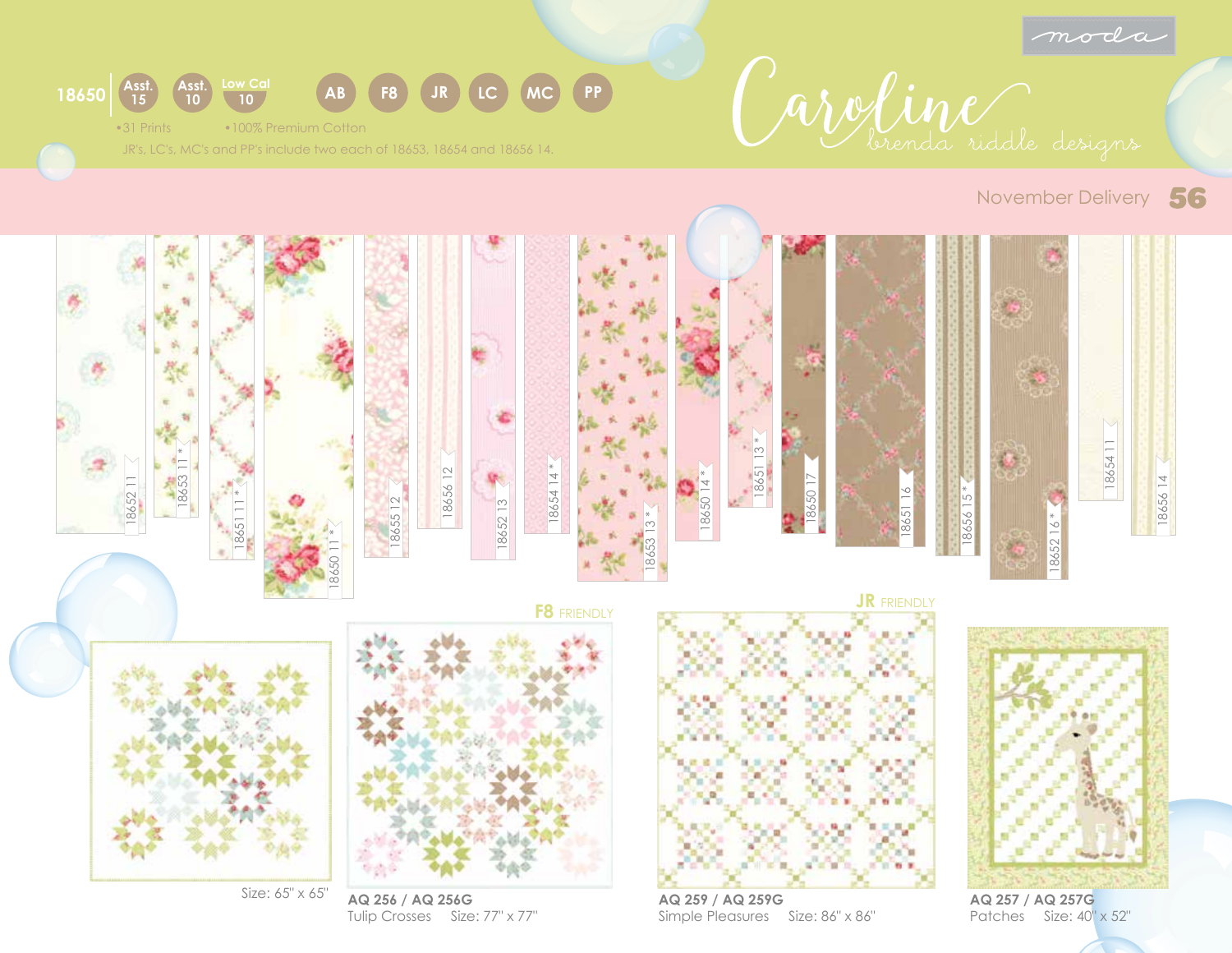moda

# Caroline

brenda riddle designs

18650 | Asst. 15 | Asst. 10 | Low Cal 10 | AB | F8 | JR | LC | MC | PP

•31 Prints •100% Premium Cotton

JR's, LC's, MC's and PP's include two each of 18653, 18654 and 18656 14.

November Delivery

18652 11
18653 11 *
18651 11 *
18650 11 *
18655 12
18656 12
18652 13
18654 14 *
18653 13 *
18650 14 *
18651 13 *
18650 17
18651 16
18656 15 *
18652 16 *
18654 11
18656 14

Size: 65" x 65"

F8 FRIENDLY

AQ 256 / AQ 256G
Tulip Crosses Size: 77" x 77"

JR FRIENDLY

AQ 259 / AQ 259G
Simple Pleasures Size: 86" x 86"

AQ 257 / AQ 257G
Patches Size: 40" x 52"